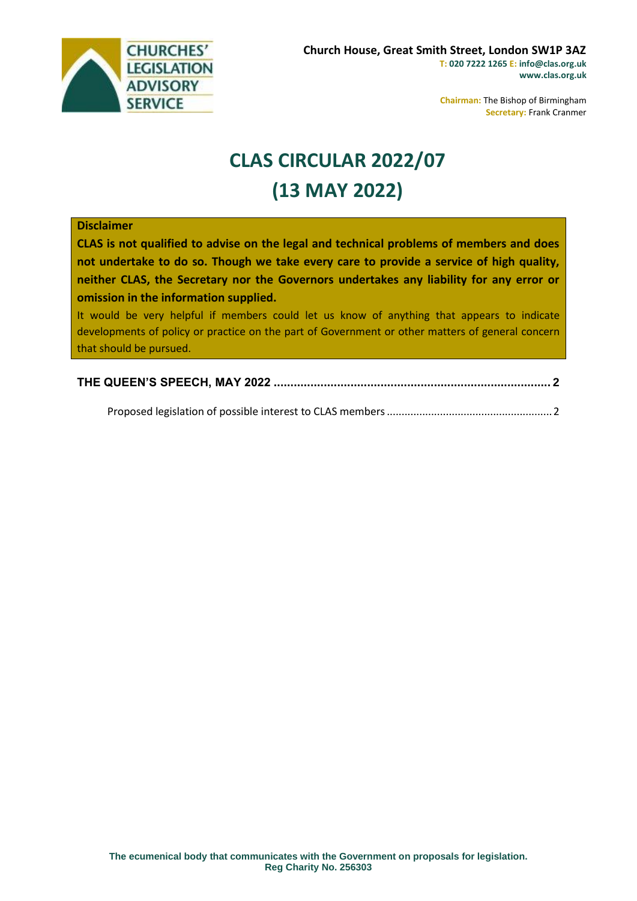CHURCHES' LEGISLATION ADVISORY SERVICE

**Church House, Great Smith Street, London SW1P 3AZ**
**T: 020 7222 1265 E: info@clas.org.uk**
**www.clas.org.uk**

**Chairman:** The Bishop of Birmingham
**Secretary:** Frank Cranmer

# CLAS CIRCULAR 2022/07
# (13 MAY 2022)

**Disclaimer**

**CLAS is not qualified to advise on the legal and technical problems of members and does not undertake to do so. Though we take every care to provide a service of high quality, neither CLAS, the Secretary nor the Governors undertakes any liability for any error or omission in the information supplied.**

It would be very helpful if members could let us know of anything that appears to indicate developments of policy or practice on the part of Government or other matters of general concern that should be pursued.

**THE QUEEN'S SPEECH, MAY 2022 .................................................................................... 2**

Proposed legislation of possible interest to CLAS members ........................................................ 2

**The ecumenical body that communicates with the Government on proposals for legislation.**
**Reg Charity No. 256303**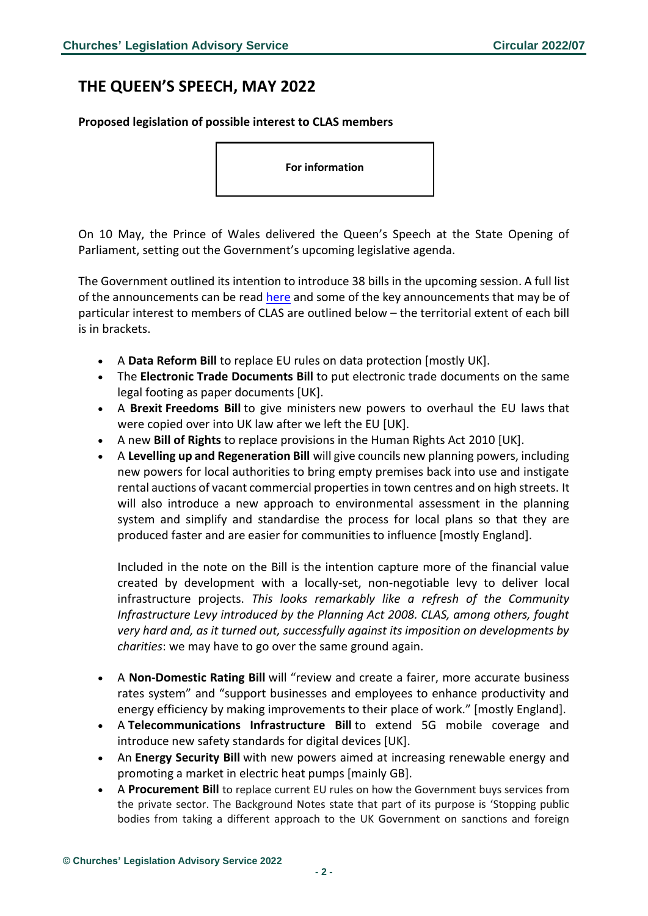# THE QUEEN'S SPEECH, MAY 2022

**Proposed legislation of possible interest to CLAS members**

**For information**

On 10 May, the Prince of Wales delivered the Queen's Speech at the State Opening of Parliament, setting out the Government's upcoming legislative agenda.

The Government outlined its intention to introduce 38 bills in the upcoming session. A full list of the announcements can be read here and some of the key announcements that may be of particular interest to members of CLAS are outlined below – the territorial extent of each bill is in brackets.

- A **Data Reform Bill** to replace EU rules on data protection [mostly UK].
- The **Electronic Trade Documents Bill** to put electronic trade documents on the same legal footing as paper documents [UK].
- A **Brexit Freedoms Bill** to give ministers new powers to overhaul the EU laws that were copied over into UK law after we left the EU [UK].
- A new **Bill of Rights** to replace provisions in the Human Rights Act 2010 [UK].
- A **Levelling up and Regeneration Bill** will give councils new planning powers, including new powers for local authorities to bring empty premises back into use and instigate rental auctions of vacant commercial properties in town centres and on high streets. It will also introduce a new approach to environmental assessment in the planning system and simplify and standardise the process for local plans so that they are produced faster and are easier for communities to influence [mostly England].

  Included in the note on the Bill is the intention capture more of the financial value created by development with a locally-set, non-negotiable levy to deliver local infrastructure projects. *This looks remarkably like a refresh of the Community Infrastructure Levy introduced by the Planning Act 2008. CLAS, among others, fought very hard and, as it turned out, successfully against its imposition on developments by charities*: we may have to go over the same ground again.

- A **Non-Domestic Rating Bill** will "review and create a fairer, more accurate business rates system" and "support businesses and employees to enhance productivity and energy efficiency by making improvements to their place of work." [mostly England].
- A **Telecommunications Infrastructure Bill** to extend 5G mobile coverage and introduce new safety standards for digital devices [UK].
- An **Energy Security Bill** with new powers aimed at increasing renewable energy and promoting a market in electric heat pumps [mainly GB].
- A **Procurement Bill** to replace current EU rules on how the Government buys services from the private sector. The Background Notes state that part of its purpose is 'Stopping public bodies from taking a different approach to the UK Government on sanctions and foreign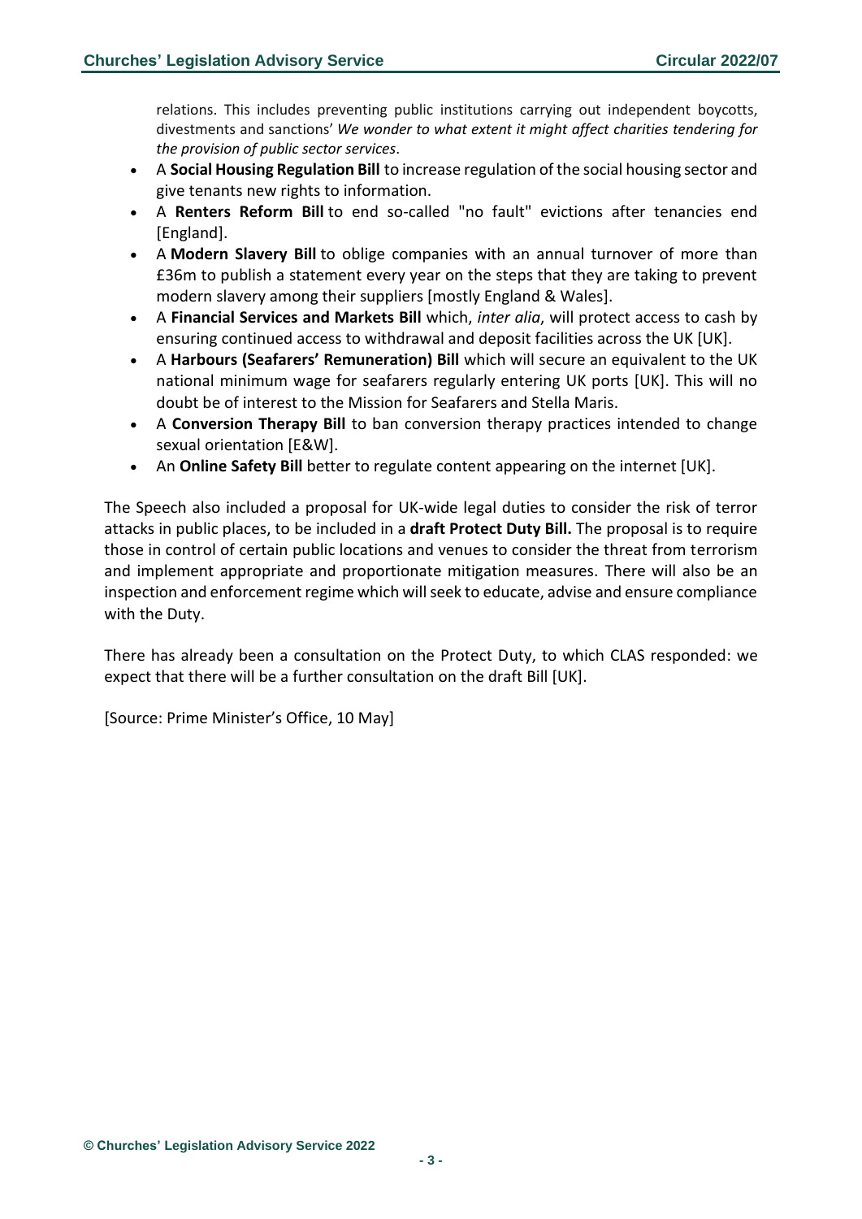relations. This includes preventing public institutions carrying out independent boycotts, divestments and sanctions' *We wonder to what extent it might affect charities tendering for the provision of public sector services*.

- A **Social Housing Regulation Bill** to increase regulation of the social housing sector and give tenants new rights to information.
- A **Renters Reform Bill** to end so-called "no fault" evictions after tenancies end [England].
- A **Modern Slavery Bill** to oblige companies with an annual turnover of more than £36m to publish a statement every year on the steps that they are taking to prevent modern slavery among their suppliers [mostly England & Wales].
- A **Financial Services and Markets Bill** which, *inter alia*, will protect access to cash by ensuring continued access to withdrawal and deposit facilities across the UK [UK].
- A **Harbours (Seafarers' Remuneration) Bill** which will secure an equivalent to the UK national minimum wage for seafarers regularly entering UK ports [UK]. This will no doubt be of interest to the Mission for Seafarers and Stella Maris.
- A **Conversion Therapy Bill** to ban conversion therapy practices intended to change sexual orientation [E&W].
- An **Online Safety Bill** better to regulate content appearing on the internet [UK].

The Speech also included a proposal for UK-wide legal duties to consider the risk of terror attacks in public places, to be included in a **draft Protect Duty Bill.** The proposal is to require those in control of certain public locations and venues to consider the threat from terrorism and implement appropriate and proportionate mitigation measures. There will also be an inspection and enforcement regime which will seek to educate, advise and ensure compliance with the Duty.

There has already been a consultation on the Protect Duty, to which CLAS responded: we expect that there will be a further consultation on the draft Bill [UK].

[Source: Prime Minister's Office, 10 May]